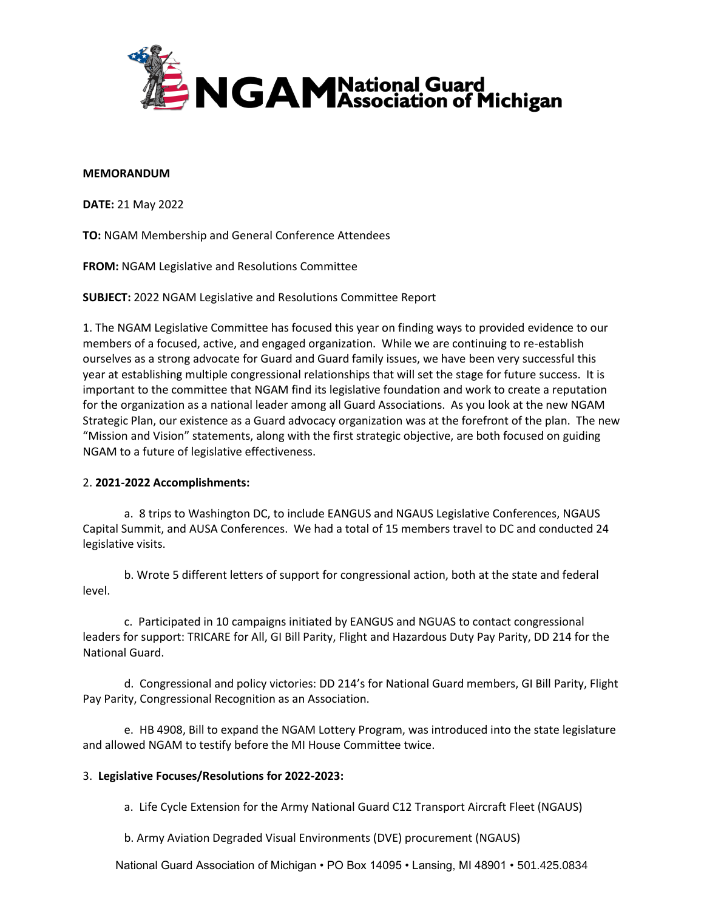# NGAM National Guard Association of Michigan

**MEMORANDUM**

**DATE:** 21 May 2022

**TO:** NGAM Membership and General Conference Attendees

**FROM:** NGAM Legislative and Resolutions Committee

**SUBJECT:** 2022 NGAM Legislative and Resolutions Committee Report

1. The NGAM Legislative Committee has focused this year on finding ways to provided evidence to our members of a focused, active, and engaged organization. While we are continuing to re-establish ourselves as a strong advocate for Guard and Guard family issues, we have been very successful this year at establishing multiple congressional relationships that will set the stage for future success. It is important to the committee that NGAM find its legislative foundation and work to create a reputation for the organization as a national leader among all Guard Associations. As you look at the new NGAM Strategic Plan, our existence as a Guard advocacy organization was at the forefront of the plan. The new "Mission and Vision" statements, along with the first strategic objective, are both focused on guiding NGAM to a future of legislative effectiveness.

2. **2021-2022 Accomplishments:**

a. 8 trips to Washington DC, to include EANGUS and NGAUS Legislative Conferences, NGAUS Capital Summit, and AUSA Conferences. We had a total of 15 members travel to DC and conducted 24 legislative visits.

b. Wrote 5 different letters of support for congressional action, both at the state and federal level.

c. Participated in 10 campaigns initiated by EANGUS and NGUAS to contact congressional leaders for support: TRICARE for All, GI Bill Parity, Flight and Hazardous Duty Pay Parity, DD 214 for the National Guard.

d. Congressional and policy victories: DD 214's for National Guard members, GI Bill Parity, Flight Pay Parity, Congressional Recognition as an Association.

e. HB 4908, Bill to expand the NGAM Lottery Program, was introduced into the state legislature and allowed NGAM to testify before the MI House Committee twice.

3. **Legislative Focuses/Resolutions for 2022-2023:**

a. Life Cycle Extension for the Army National Guard C12 Transport Aircraft Fleet (NGAUS)

b. Army Aviation Degraded Visual Environments (DVE) procurement (NGAUS)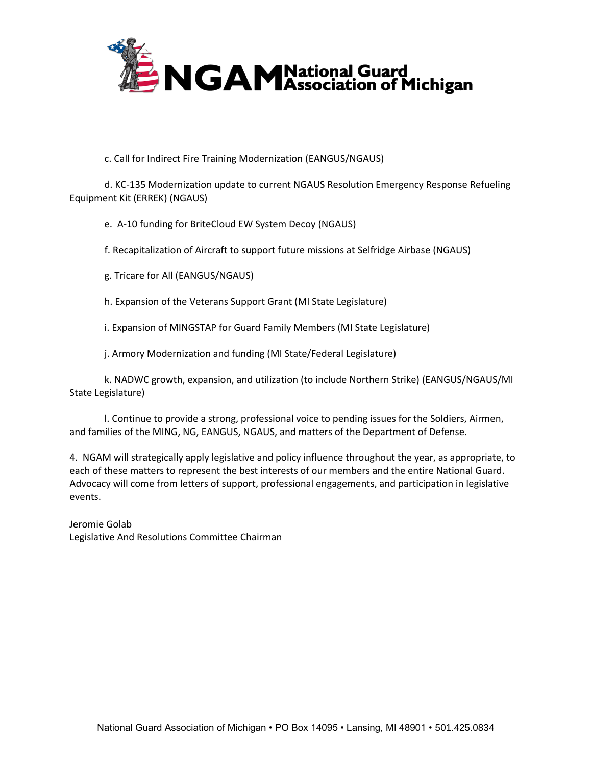c. Call for Indirect Fire Training Modernization (EANGUS/NGAUS)

d. KC-135 Modernization update to current NGAUS Resolution Emergency Response Refueling Equipment Kit (ERREK) (NGAUS)

e. A-10 funding for BriteCloud EW System Decoy (NGAUS)

f. Recapitalization of Aircraft to support future missions at Selfridge Airbase (NGAUS)

g. Tricare for All (EANGUS/NGAUS)

h. Expansion of the Veterans Support Grant (MI State Legislature)

i. Expansion of MINGSTAP for Guard Family Members (MI State Legislature)

j. Armory Modernization and funding (MI State/Federal Legislature)

k. NADWC growth, expansion, and utilization (to include Northern Strike) (EANGUS/NGAUS/MI State Legislature)

l. Continue to provide a strong, professional voice to pending issues for the Soldiers, Airmen, and families of the MING, NG, EANGUS, NGAUS, and matters of the Department of Defense.

4. NGAM will strategically apply legislative and policy influence throughout the year, as appropriate, to each of these matters to represent the best interests of our members and the entire National Guard. Advocacy will come from letters of support, professional engagements, and participation in legislative events.

Jeromie Golab  
Legislative And Resolutions Committee Chairman